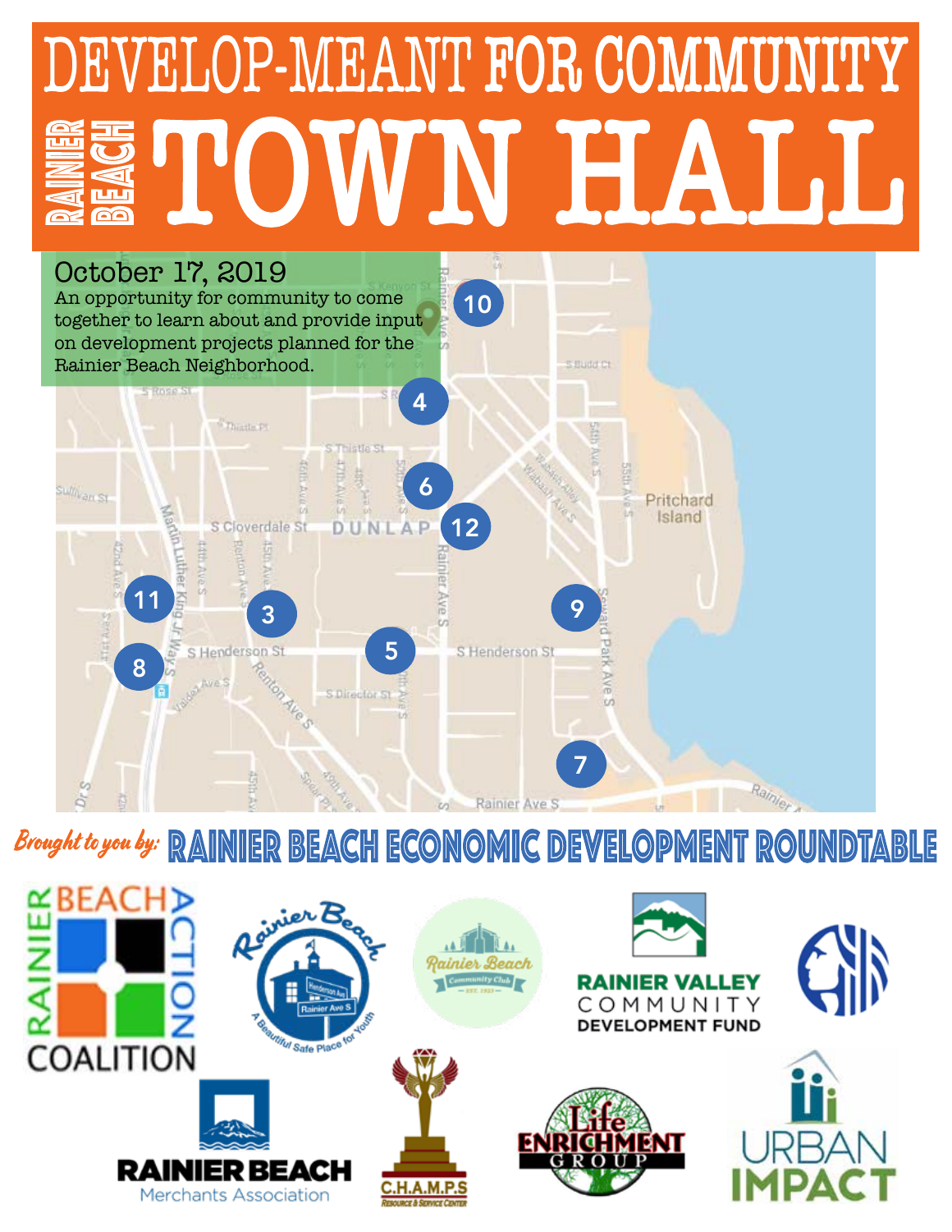# DEVELOP-MEANT FOR COMMUNITY

# RAINIER BEACH TOWN HALL

**October 17, 2019**

An opportunity for community to come together to learn about and provide input on development projects planned for the Rainier Beach Neighborhood.

*Brought to you by:* **RAINIER BEACH ECONOMIC DEVELOPMENT ROUNDTABLE**

Rainier Beach Action Coalition

Rainier Beach — A Beautiful Safe Place for Youth

Rainier Beach Community Club

Rainier Valley Community Development Fund

Rainier Beach Merchants Association

C.H.A.M.P.S Resource & Service Center

Life Enrichment Group

Urban Impact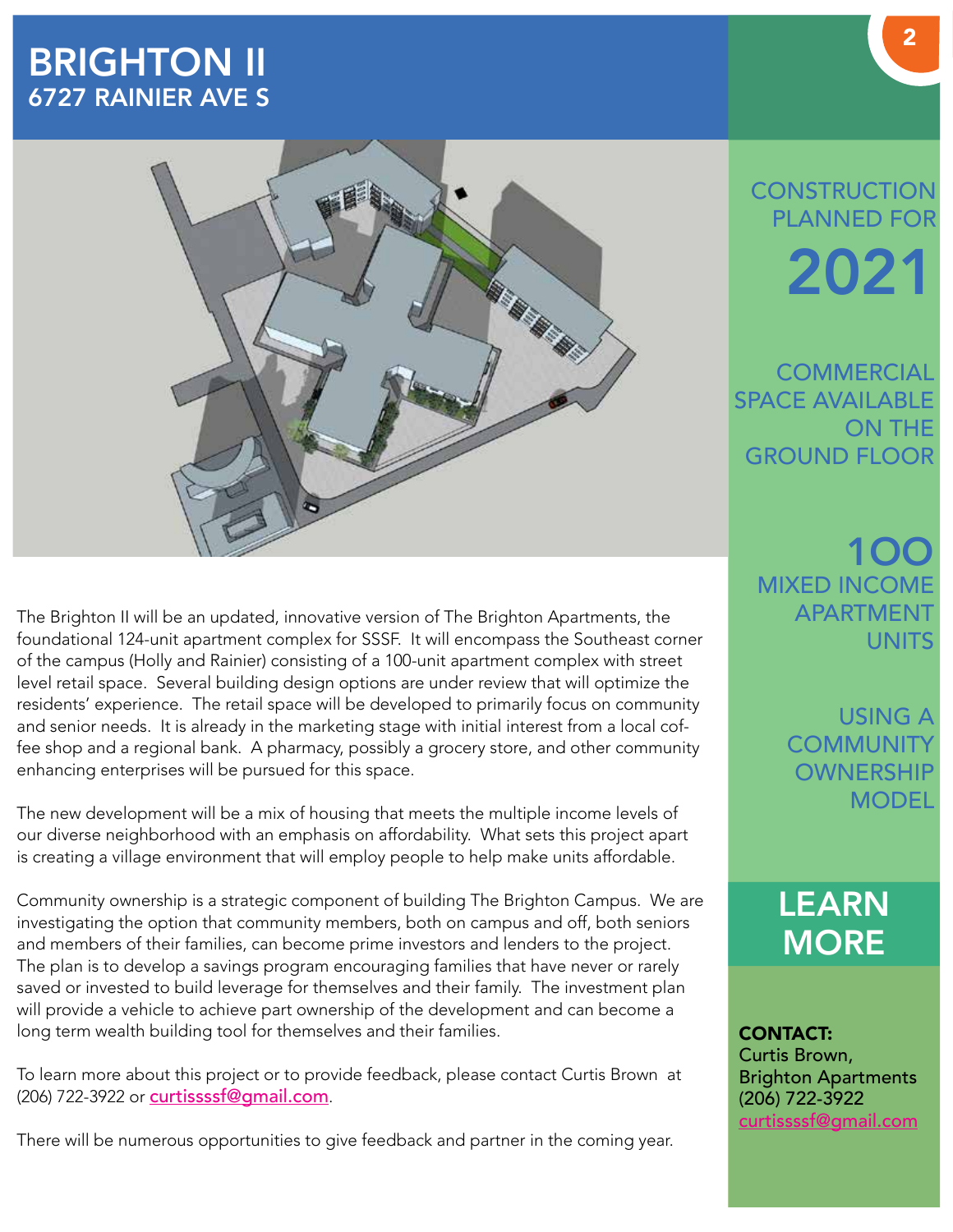# BRIGHTON II
## 6727 RAINIER AVE S

The Brighton II will be an updated, innovative version of The Brighton Apartments, the foundational 124-unit apartment complex for SSSF. It will encompass the Southeast corner of the campus (Holly and Rainier) consisting of a 100-unit apartment complex with street level retail space. Several building design options are under review that will optimize the residents' experience. The retail space will be developed to primarily focus on community and senior needs. It is already in the marketing stage with initial interest from a local coffee shop and a regional bank. A pharmacy, possibly a grocery store, and other community enhancing enterprises will be pursued for this space.

The new development will be a mix of housing that meets the multiple income levels of our diverse neighborhood with an emphasis on affordability. What sets this project apart is creating a village environment that will employ people to help make units affordable.

Community ownership is a strategic component of building The Brighton Campus. We are investigating the option that community members, both on campus and off, both seniors and members of their families, can become prime investors and lenders to the project. The plan is to develop a savings program encouraging families that have never or rarely saved or invested to build leverage for themselves and their family. The investment plan will provide a vehicle to achieve part ownership of the development and can become a long term wealth building tool for themselves and their families.

To learn more about this project or to provide feedback, please contact Curtis Brown at (206) 722-3922 or curtissssf@gmail.com.

There will be numerous opportunities to give feedback and partner in the coming year.

CONSTRUCTION PLANNED FOR **2021**

COMMERCIAL SPACE AVAILABLE ON THE GROUND FLOOR

**100** MIXED INCOME APARTMENT UNITS

USING A COMMUNITY OWNERSHIP MODEL

## LEARN MORE

**CONTACT:**
Curtis Brown,
Brighton Apartments
(206) 722-3922
curtissssf@gmail.com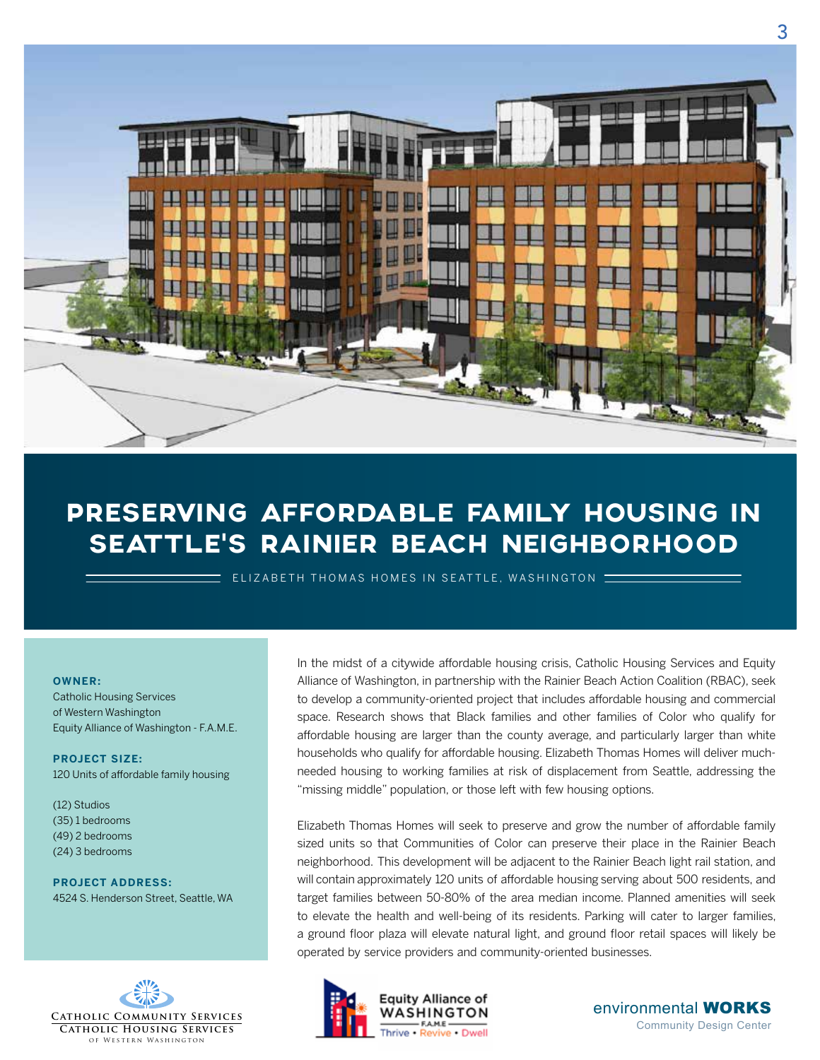# PRESERVING AFFORDABLE FAMILY HOUSING IN SEATTLE'S RAINIER BEACH NEIGHBORHOOD

ELIZABETH THOMAS HOMES IN SEATTLE, WASHINGTON

**OWNER:**
Catholic Housing Services of Western Washington
Equity Alliance of Washington - F.A.M.E.

**PROJECT SIZE:**
120 Units of affordable family housing

(12) Studios
(35) 1 bedrooms
(49) 2 bedrooms
(24) 3 bedrooms

**PROJECT ADDRESS:**
4524 S. Henderson Street, Seattle, WA

In the midst of a citywide affordable housing crisis, Catholic Housing Services and Equity Alliance of Washington, in partnership with the Rainier Beach Action Coalition (RBAC), seek to develop a community-oriented project that includes affordable housing and commercial space. Research shows that Black families and other families of Color who qualify for affordable housing are larger than the county average, and particularly larger than white households who qualify for affordable housing. Elizabeth Thomas Homes will deliver much-needed housing to working families at risk of displacement from Seattle, addressing the "missing middle" population, or those left with few housing options.

Elizabeth Thomas Homes will seek to preserve and grow the number of affordable family sized units so that Communities of Color can preserve their place in the Rainier Beach neighborhood. This development will be adjacent to the Rainier Beach light rail station, and will contain approximately 120 units of affordable housing serving about 500 residents, and target families between 50-80% of the area median income. Planned amenities will seek to elevate the health and well-being of its residents. Parking will cater to larger families, a ground floor plaza will elevate natural light, and ground floor retail spaces will likely be operated by service providers and community-oriented businesses.

Catholic Community Services
Catholic Housing Services of Western Washington

Equity Alliance of Washington — F.A.M.E. — Thrive • Revive • Dwell

environmental WORKS Community Design Center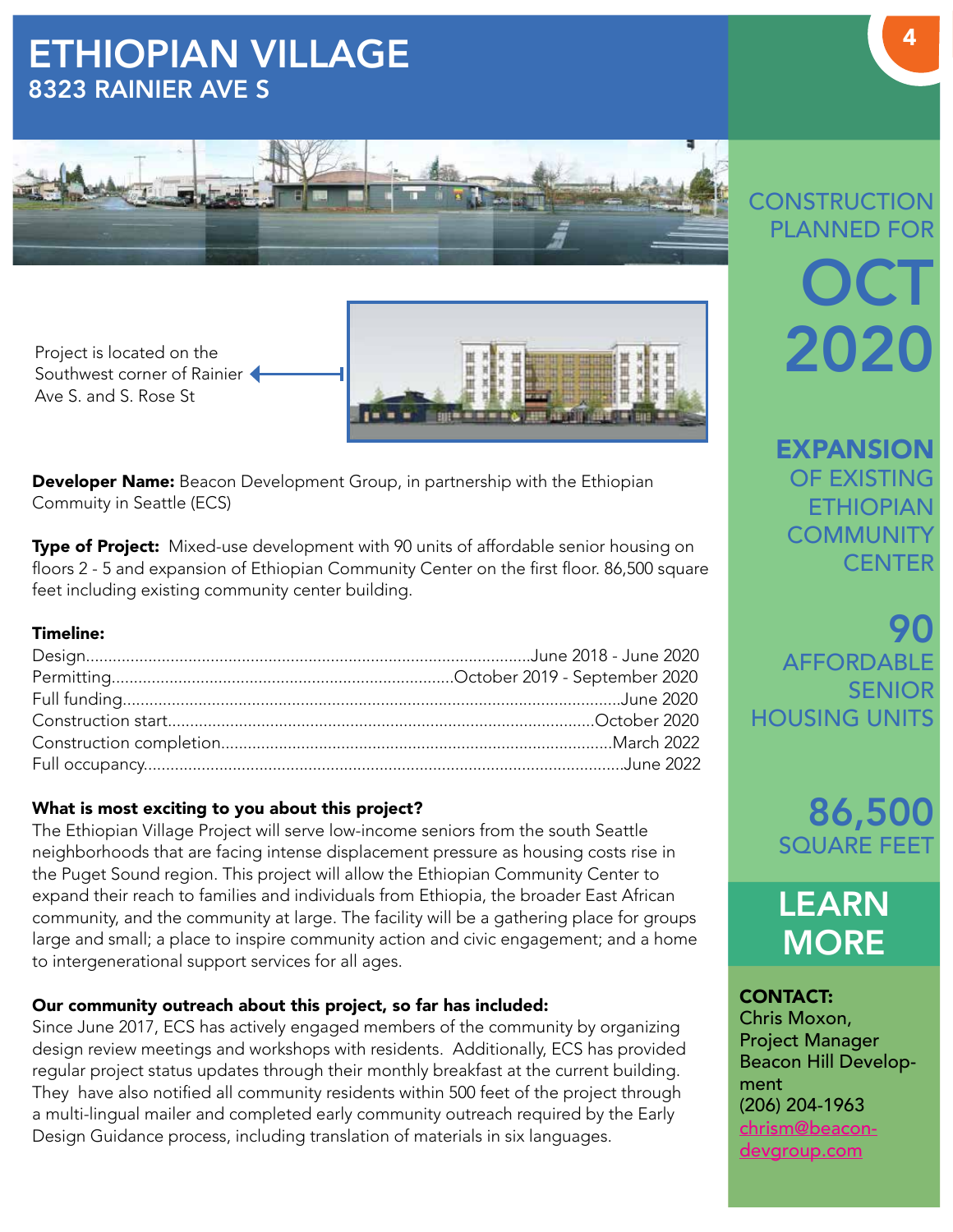# ETHIOPIAN VILLAGE

## 8323 RAINIER AVE S

Project is located on the Southwest corner of Rainier Ave S. and S. Rose St

**Developer Name:** Beacon Development Group, in partnership with the Ethiopian Commuity in Seattle (ECS)

**Type of Project:** Mixed-use development with 90 units of affordable senior housing on floors 2 - 5 and expansion of Ethiopian Community Center on the first floor. 86,500 square feet including existing community center building.

**Timeline:**

| | |
|---|---|
| Design | June 2018 - June 2020 |
| Permitting | October 2019 - September 2020 |
| Full funding | June 2020 |
| Construction start | October 2020 |
| Construction completion | March 2022 |
| Full occupancy | June 2022 |

**What is most exciting to you about this project?**

The Ethiopian Village Project will serve low-income seniors from the south Seattle neighborhoods that are facing intense displacement pressure as housing costs rise in the Puget Sound region. This project will allow the Ethiopian Community Center to expand their reach to families and individuals from Ethiopia, the broader East African community, and the community at large. The facility will be a gathering place for groups large and small; a place to inspire community action and civic engagement; and a home to intergenerational support services for all ages.

**Our community outreach about this project, so far has included:**

Since June 2017, ECS has actively engaged members of the community by organizing design review meetings and workshops with residents. Additionally, ECS has provided regular project status updates through their monthly breakfast at the current building. They have also notified all community residents within 500 feet of the project through a multi-lingual mailer and completed early community outreach required by the Early Design Guidance process, including translation of materials in six languages.

CONSTRUCTION PLANNED FOR **OCT 2020**

**EXPANSION** OF EXISTING ETHIOPIAN COMMUNITY CENTER

**90** AFFORDABLE SENIOR HOUSING UNITS

**86,500** SQUARE FEET

## LEARN MORE

**CONTACT:**
Chris Moxon,
Project Manager
Beacon Hill Development
(206) 204-1963
chrism@beacondevgroup.com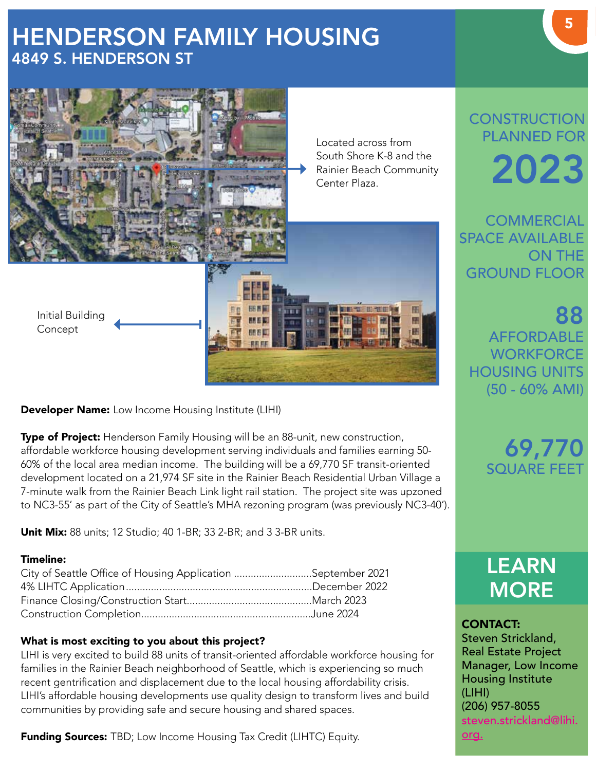# HENDERSON FAMILY HOUSING

## 4849 S. HENDERSON ST

Located across from South Shore K-8 and the Rainier Beach Community Center Plaza.

Initial Building Concept

**CONSTRUCTION PLANNED FOR 2023**

**COMMERCIAL SPACE AVAILABLE ON THE GROUND FLOOR**

**88 AFFORDABLE WORKFORCE HOUSING UNITS (50 - 60% AMI)**

**69,770 SQUARE FEET**

**Developer Name:** Low Income Housing Institute (LIHI)

**Type of Project:** Henderson Family Housing will be an 88-unit, new construction, affordable workforce housing development serving individuals and families earning 50-60% of the local area median income. The building will be a 69,770 SF transit-oriented development located on a 21,974 SF site in the Rainier Beach Residential Urban Village a 7-minute walk from the Rainier Beach Link light rail station. The project site was upzoned to NC3-55' as part of the City of Seattle's MHA rezoning program (was previously NC3-40').

**Unit Mix:** 88 units; 12 Studio; 40 1-BR; 33 2-BR; and 3 3-BR units.

**Timeline:**

- City of Seattle Office of Housing Application ............................September 2021
- 4% LIHTC Application..................................................................December 2022
- Finance Closing/Construction Start.............................................March 2023
- Construction Completion.............................................................June 2024

**What is most exciting to you about this project?**

LIHI is very excited to build 88 units of transit-oriented affordable workforce housing for families in the Rainier Beach neighborhood of Seattle, which is experiencing so much recent gentrification and displacement due to the local housing affordability crisis. LIHI's affordable housing developments use quality design to transform lives and build communities by providing safe and secure housing and shared spaces.

**Funding Sources:** TBD; Low Income Housing Tax Credit (LIHTC) Equity.

## LEARN MORE

**CONTACT:**
Steven Strickland, Real Estate Project Manager, Low Income Housing Institute (LIHI)
(206) 957-8055
steven.strickland@lihi.org.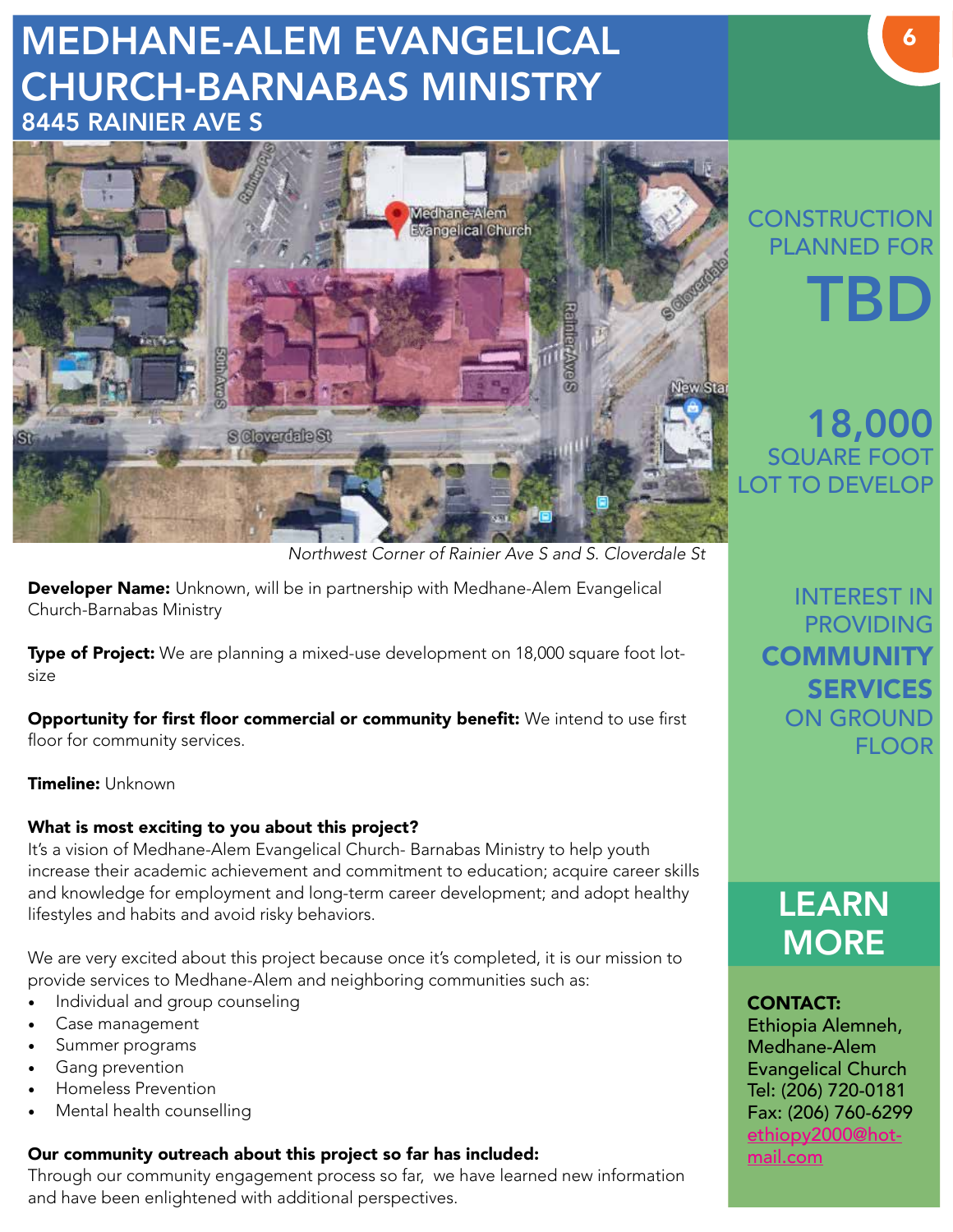# MEDHANE-ALEM EVANGELICAL CHURCH-BARNABAS MINISTRY

## 8445 RAINIER AVE S

*Northwest Corner of Rainier Ave S and S. Cloverdale St*

**Developer Name:** Unknown, will be in partnership with Medhane-Alem Evangelical Church-Barnabas Ministry

**Type of Project:** We are planning a mixed-use development on 18,000 square foot lot-size

**Opportunity for first floor commercial or community benefit:** We intend to use first floor for community services.

**Timeline:** Unknown

**What is most exciting to you about this project?**

It's a vision of Medhane-Alem Evangelical Church- Barnabas Ministry to help youth increase their academic achievement and commitment to education; acquire career skills and knowledge for employment and long-term career development; and adopt healthy lifestyles and habits and avoid risky behaviors.

We are very excited about this project because once it's completed, it is our mission to provide services to Medhane-Alem and neighboring communities such as:

- Individual and group counseling
- Case management
- Summer programs
- Gang prevention
- Homeless Prevention
- Mental health counselling

**Our community outreach about this project so far has included:**

Through our community engagement process so far, we have learned new information and have been enlightened with additional perspectives.

CONSTRUCTION PLANNED FOR **TBD**

**18,000** SQUARE FOOT LOT TO DEVELOP

INTEREST IN PROVIDING **COMMUNITY SERVICES** ON GROUND FLOOR

## LEARN MORE

**CONTACT:**
Ethiopia Alemneh,
Medhane-Alem Evangelical Church
Tel: (206) 720-0181
Fax: (206) 760-6299
ethiopy2000@hotmail.com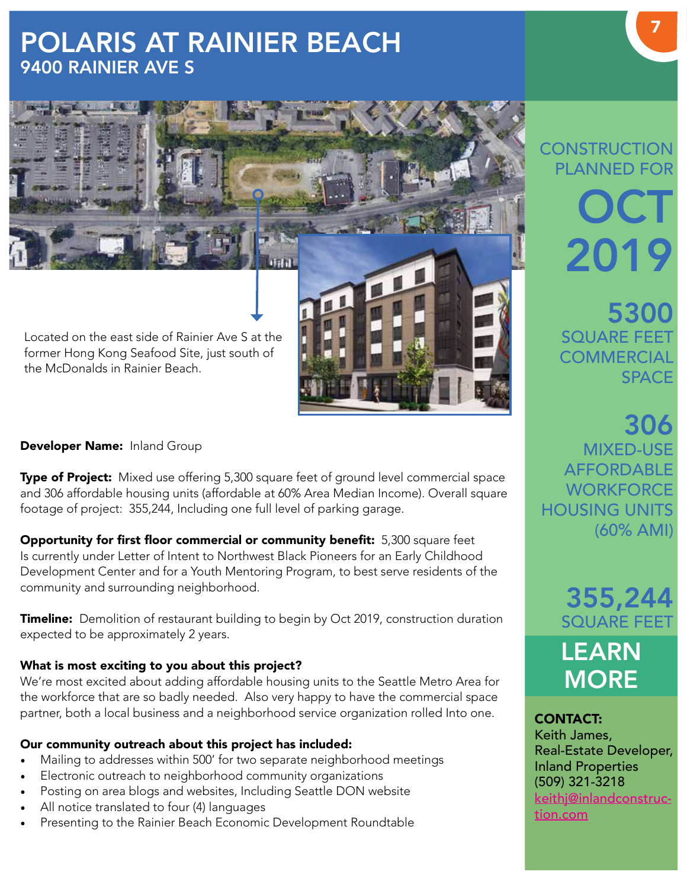# POLARIS AT RAINIER BEACH

## 9400 RAINIER AVE S

Located on the east side of Rainier Ave S at the former Hong Kong Seafood Site, just south of the McDonalds in Rainier Beach.

**Developer Name:** Inland Group

**Type of Project:** Mixed use offering 5,300 square feet of ground level commercial space and 306 affordable housing units (affordable at 60% Area Median Income). Overall square footage of project: 355,244, Including one full level of parking garage.

**Opportunity for first floor commercial or community benefit:** 5,300 square feet Is currently under Letter of Intent to Northwest Black Pioneers for an Early Childhood Development Center and for a Youth Mentoring Program, to best serve residents of the community and surrounding neighborhood.

**Timeline:** Demolition of restaurant building to begin by Oct 2019, construction duration expected to be approximately 2 years.

**What is most exciting to you about this project?**

We're most excited about adding affordable housing units to the Seattle Metro Area for the workforce that are so badly needed. Also very happy to have the commercial space partner, both a local business and a neighborhood service organization rolled Into one.

**Our community outreach about this project has included:**

- Mailing to addresses within 500' for two separate neighborhood meetings
- Electronic outreach to neighborhood community organizations
- Posting on area blogs and websites, Including Seattle DON website
- All notice translated to four (4) languages
- Presenting to the Rainier Beach Economic Development Roundtable

CONSTRUCTION PLANNED FOR **OCT 2019**

**5300** SQUARE FEET COMMERCIAL SPACE

**306** MIXED-USE AFFORDABLE WORKFORCE HOUSING UNITS (60% AMI)

**355,244** SQUARE FEET

## LEARN MORE

**CONTACT:**
Keith James,
Real-Estate Developer,
Inland Properties
(509) 321-3218
keithj@inlandconstruction.com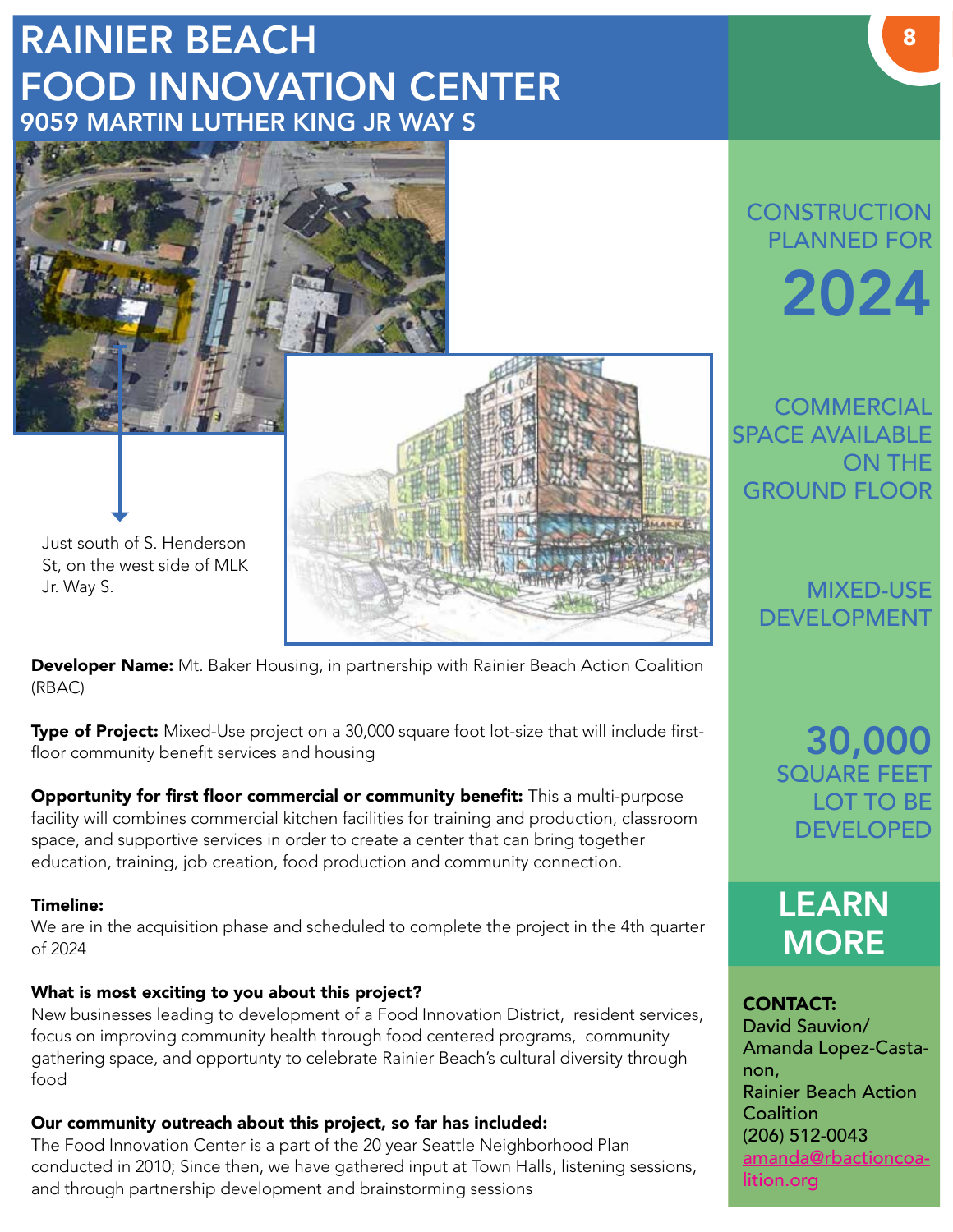# RAINIER BEACH FOOD INNOVATION CENTER

## 9059 MARTIN LUTHER KING JR WAY S

Just south of S. Henderson St, on the west side of MLK Jr. Way S.

**Developer Name:** Mt. Baker Housing, in partnership with Rainier Beach Action Coalition (RBAC)

**Type of Project:** Mixed-Use project on a 30,000 square foot lot-size that will include first-floor community benefit services and housing

**Opportunity for first floor commercial or community benefit:** This a multi-purpose facility will combines commercial kitchen facilities for training and production, classroom space, and supportive services in order to create a center that can bring together education, training, job creation, food production and community connection.

**Timeline:**
We are in the acquisition phase and scheduled to complete the project in the 4th quarter of 2024

**What is most exciting to you about this project?**
New businesses leading to development of a Food Innovation District, resident services, focus on improving community health through food centered programs, community gathering space, and opportunty to celebrate Rainier Beach's cultural diversity through food

**Our community outreach about this project, so far has included:**
The Food Innovation Center is a part of the 20 year Seattle Neighborhood Plan conducted in 2010; Since then, we have gathered input at Town Halls, listening sessions, and through partnership development and brainstorming sessions

CONSTRUCTION PLANNED FOR

**2024**

COMMERCIAL SPACE AVAILABLE ON THE GROUND FLOOR

MIXED-USE DEVELOPMENT

**30,000**
SQUARE FEET LOT TO BE DEVELOPED

## LEARN MORE

**CONTACT:**
David Sauvion/
Amanda Lopez-Castanon,
Rainier Beach Action Coalition
(206) 512-0043
amanda@rbactioncoalition.org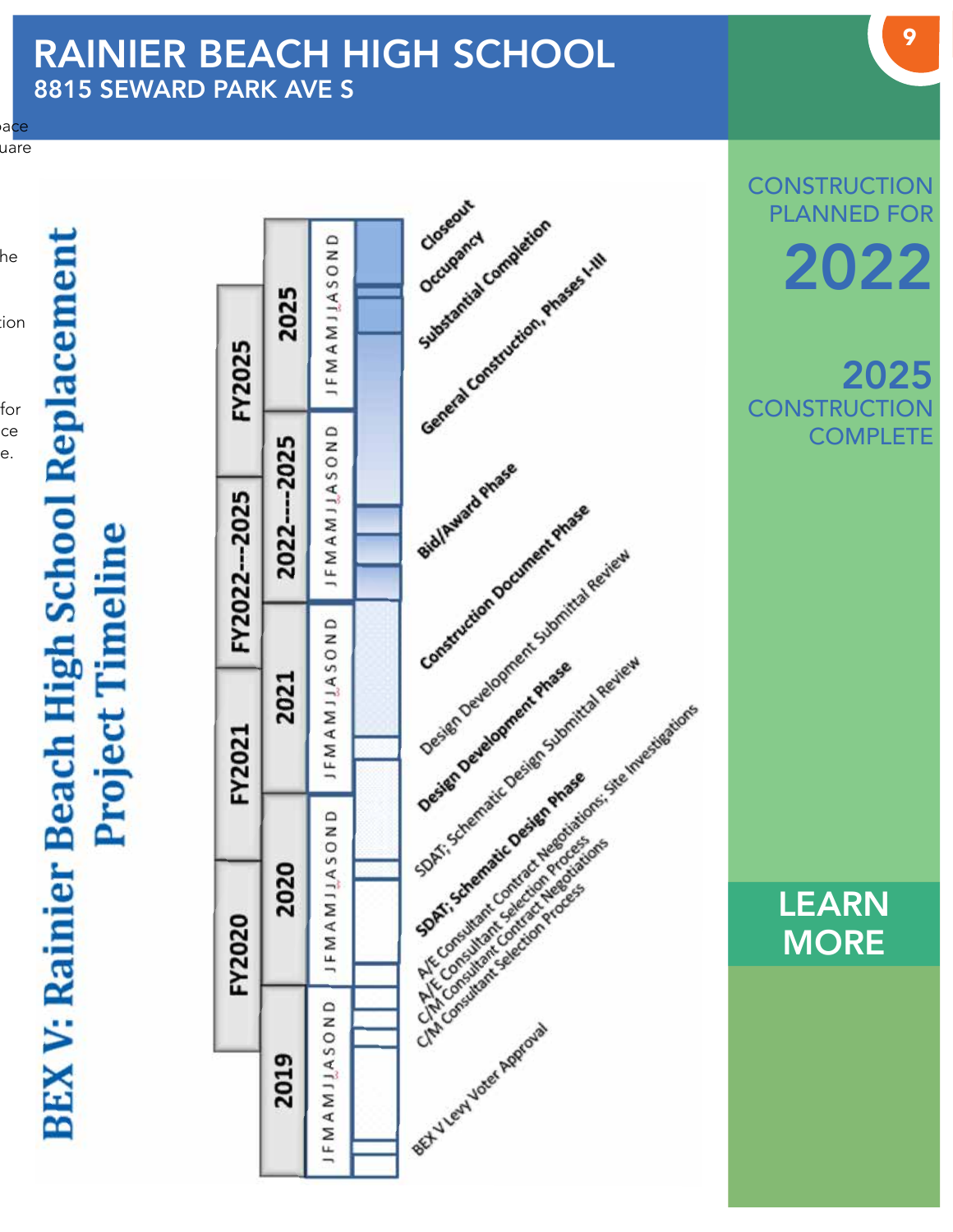# RAINIER BEACH HIGH SCHOOL

## 8815 SEWARD PARK AVE S

**BEX V: Rainier Beach High School Replacement Project Timeline**

| FY2020 | FY2021 | FY2022---2025 | FY2025 |
|---|---|---|---|
| 2019 | 2020 | 2021 | 2022----2025 | 2025 |
|---|---|---|---|---|
| J F M A M J J A S O N D | J F M A M J J A S O N D | J F M A M J J A S O N D | J F M A M J J A S O N D | J F M A M J J A S O N D |

- BEX V Levy Voter Approval
- C/M Consultant Selection Process
- C/M Consultant Contract Negotiations
- A/E Consultant Selection Process
- A/E Consultant Contract Negotiations; Site Investigations
- SDAT; Schematic Design Phase
- SDAT; Schematic Design Submittal Review
- Design Development Phase
- Design Development Submittal Review
- Construction Document Phase
- Bid/Award Phase
- General Construction, Phases I-III
- Substantial Completion
- Occupancy
- Closeout

CONSTRUCTION PLANNED FOR

**2022**

**2025**

CONSTRUCTION COMPLETE

LEARN MORE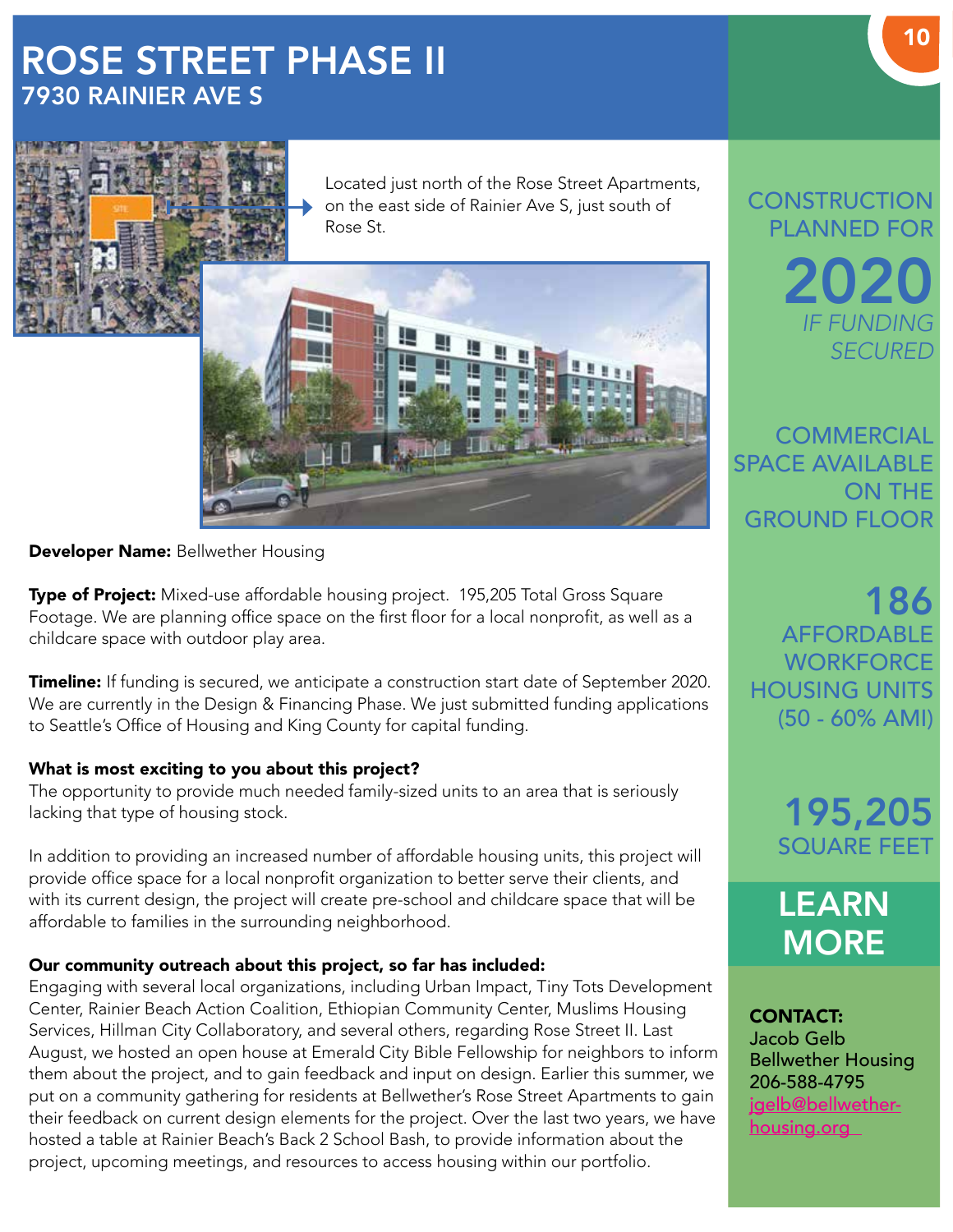# ROSE STREET PHASE II
## 7930 RAINIER AVE S

Located just north of the Rose Street Apartments, on the east side of Rainier Ave S, just south of Rose St.

**Developer Name:** Bellwether Housing

**Type of Project:** Mixed-use affordable housing project. 195,205 Total Gross Square Footage. We are planning office space on the first floor for a local nonprofit, as well as a childcare space with outdoor play area.

**Timeline:** If funding is secured, we anticipate a construction start date of September 2020. We are currently in the Design & Financing Phase. We just submitted funding applications to Seattle's Office of Housing and King County for capital funding.

**What is most exciting to you about this project?**
The opportunity to provide much needed family-sized units to an area that is seriously lacking that type of housing stock.

In addition to providing an increased number of affordable housing units, this project will provide office space for a local nonprofit organization to better serve their clients, and with its current design, the project will create pre-school and childcare space that will be affordable to families in the surrounding neighborhood.

**Our community outreach about this project, so far has included:**
Engaging with several local organizations, including Urban Impact, Tiny Tots Development Center, Rainier Beach Action Coalition, Ethiopian Community Center, Muslims Housing Services, Hillman City Collaboratory, and several others, regarding Rose Street II. Last August, we hosted an open house at Emerald City Bible Fellowship for neighbors to inform them about the project, and to gain feedback and input on design. Earlier this summer, we put on a community gathering for residents at Bellwether's Rose Street Apartments to gain their feedback on current design elements for the project. Over the last two years, we have hosted a table at Rainier Beach's Back 2 School Bash, to provide information about the project, upcoming meetings, and resources to access housing within our portfolio.

CONSTRUCTION PLANNED FOR **2020** *IF FUNDING SECURED*

COMMERCIAL SPACE AVAILABLE ON THE GROUND FLOOR

**186** AFFORDABLE WORKFORCE HOUSING UNITS (50 - 60% AMI)

**195,205** SQUARE FEET

## LEARN MORE

**CONTACT:**
Jacob Gelb
Bellwether Housing
206-588-4795
jgelb@bellwether-housing.org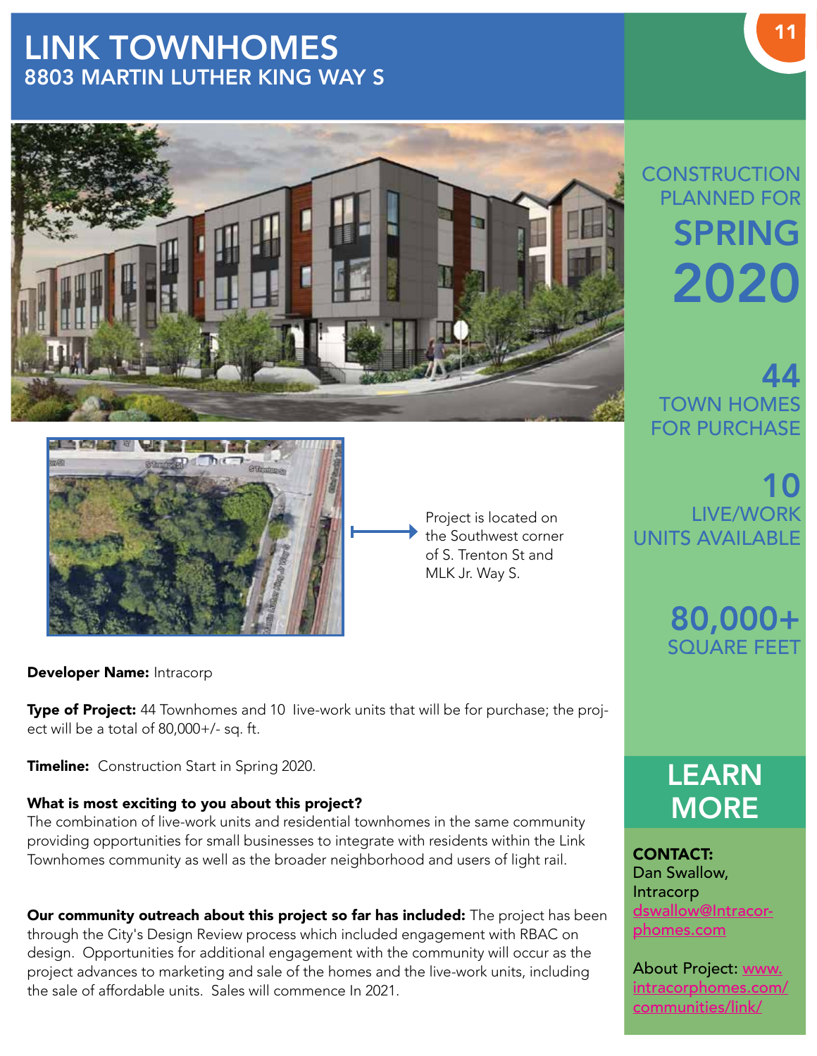# LINK TOWNHOMES

## 8803 MARTIN LUTHER KING WAY S

Project is located on the Southwest corner of S. Trenton St and MLK Jr. Way S.

**Developer Name:** Intracorp

**Type of Project:** 44 Townhomes and 10 live-work units that will be for purchase; the project will be a total of 80,000+/- sq. ft.

**Timeline:** Construction Start in Spring 2020.

**What is most exciting to you about this project?**
The combination of live-work units and residential townhomes in the same community providing opportunities for small businesses to integrate with residents within the Link Townhomes community as well as the broader neighborhood and users of light rail.

**Our community outreach about this project so far has included:** The project has been through the City's Design Review process which included engagement with RBAC on design. Opportunities for additional engagement with the community will occur as the project advances to marketing and sale of the homes and the live-work units, including the sale of affordable units. Sales will commence In 2021.

CONSTRUCTION PLANNED FOR **SPRING 2020**

**44** TOWN HOMES FOR PURCHASE

**10** LIVE/WORK UNITS AVAILABLE

**80,000+** SQUARE FEET

## LEARN MORE

**CONTACT:**
Dan Swallow, Intracorp
dswallow@Intracorphomes.com

About Project: www.intracorphomes.com/communities/link/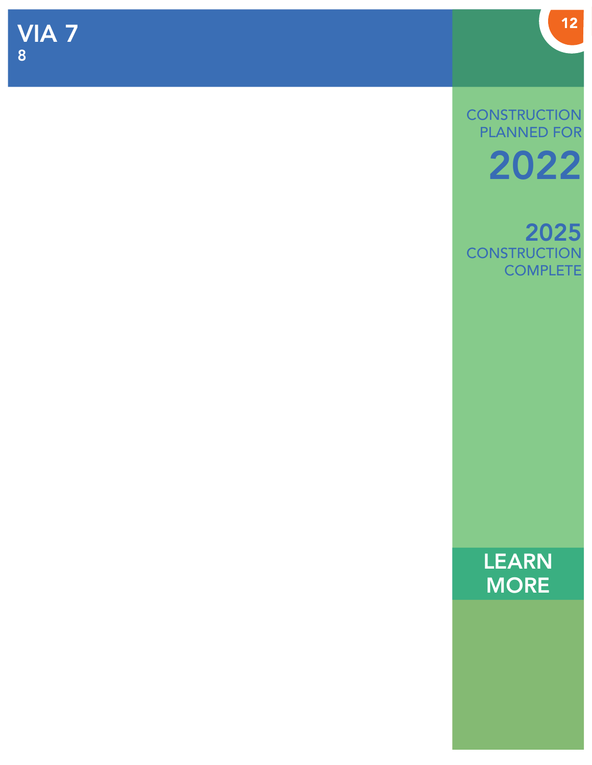# VIA 7

8

CONSTRUCTION PLANNED FOR

**2022**

**2025**

CONSTRUCTION COMPLETE

**LEARN MORE**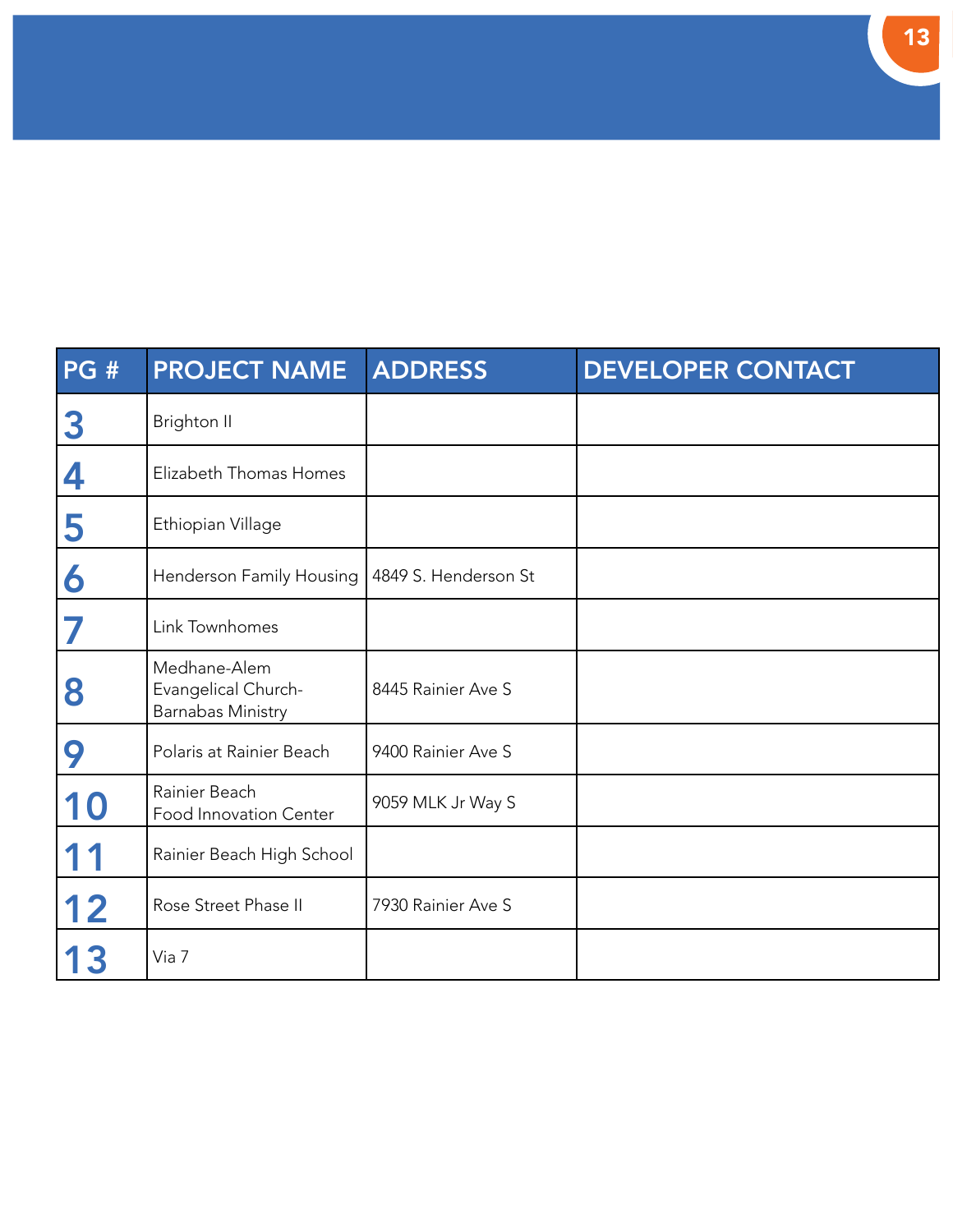| PG # | PROJECT NAME | ADDRESS | DEVELOPER CONTACT |
|---|---|---|---|
| 3 | Brighton II | | |
| 4 | Elizabeth Thomas Homes | | |
| 5 | Ethiopian Village | | |
| 6 | Henderson Family Housing | 4849 S. Henderson St | |
| 7 | Link Townhomes | | |
| 8 | Medhane-Alem Evangelical Church-Barnabas Ministry | 8445 Rainier Ave S | |
| 9 | Polaris at Rainier Beach | 9400 Rainier Ave S | |
| 10 | Rainier Beach Food Innovation Center | 9059 MLK Jr Way S | |
| 11 | Rainier Beach High School | | |
| 12 | Rose Street Phase II | 7930 Rainier Ave S | |
| 13 | Via 7 | | |